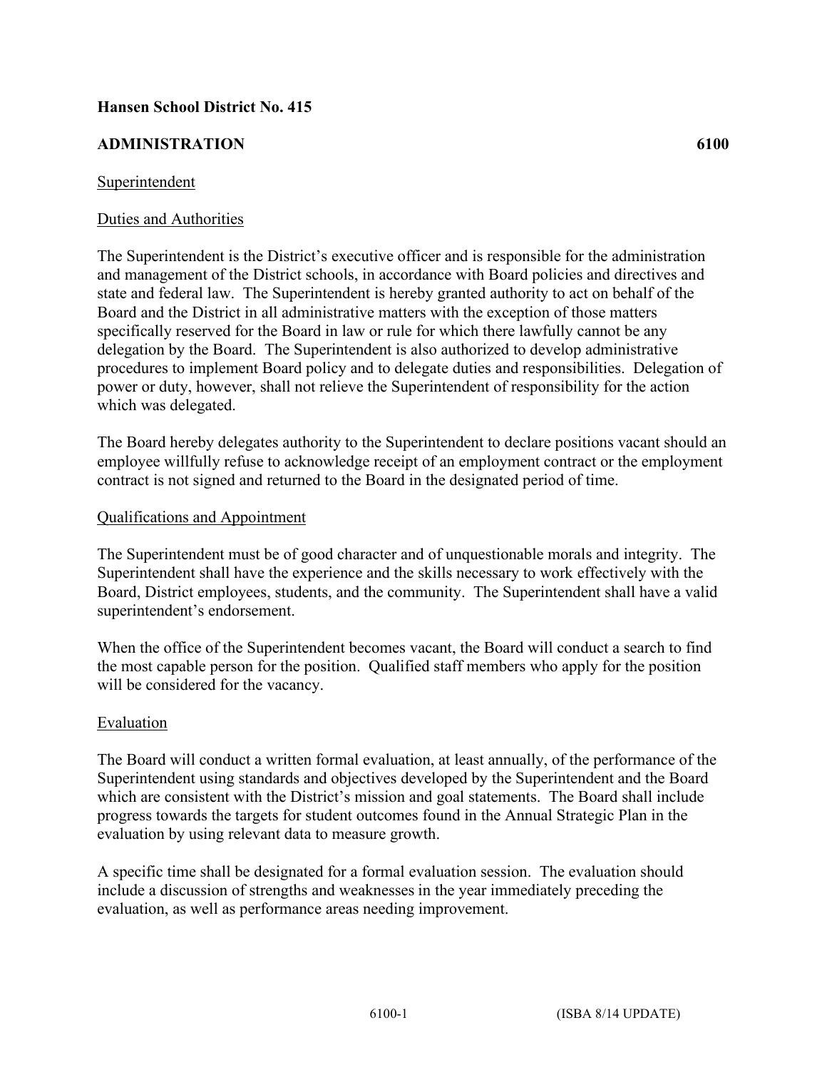**Hansen School District No. 415**

**ADMINISTRATION 6100**

Superintendent

Duties and Authorities

The Superintendent is the District's executive officer and is responsible for the administration and management of the District schools, in accordance with Board policies and directives and state and federal law. The Superintendent is hereby granted authority to act on behalf of the Board and the District in all administrative matters with the exception of those matters specifically reserved for the Board in law or rule for which there lawfully cannot be any delegation by the Board. The Superintendent is also authorized to develop administrative procedures to implement Board policy and to delegate duties and responsibilities. Delegation of power or duty, however, shall not relieve the Superintendent of responsibility for the action which was delegated.

The Board hereby delegates authority to the Superintendent to declare positions vacant should an employee willfully refuse to acknowledge receipt of an employment contract or the employment contract is not signed and returned to the Board in the designated period of time.

Qualifications and Appointment

The Superintendent must be of good character and of unquestionable morals and integrity. The Superintendent shall have the experience and the skills necessary to work effectively with the Board, District employees, students, and the community. The Superintendent shall have a valid superintendent's endorsement.

When the office of the Superintendent becomes vacant, the Board will conduct a search to find the most capable person for the position. Qualified staff members who apply for the position will be considered for the vacancy.

Evaluation

The Board will conduct a written formal evaluation, at least annually, of the performance of the Superintendent using standards and objectives developed by the Superintendent and the Board which are consistent with the District's mission and goal statements. The Board shall include progress towards the targets for student outcomes found in the Annual Strategic Plan in the evaluation by using relevant data to measure growth.

A specific time shall be designated for a formal evaluation session. The evaluation should include a discussion of strengths and weaknesses in the year immediately preceding the evaluation, as well as performance areas needing improvement.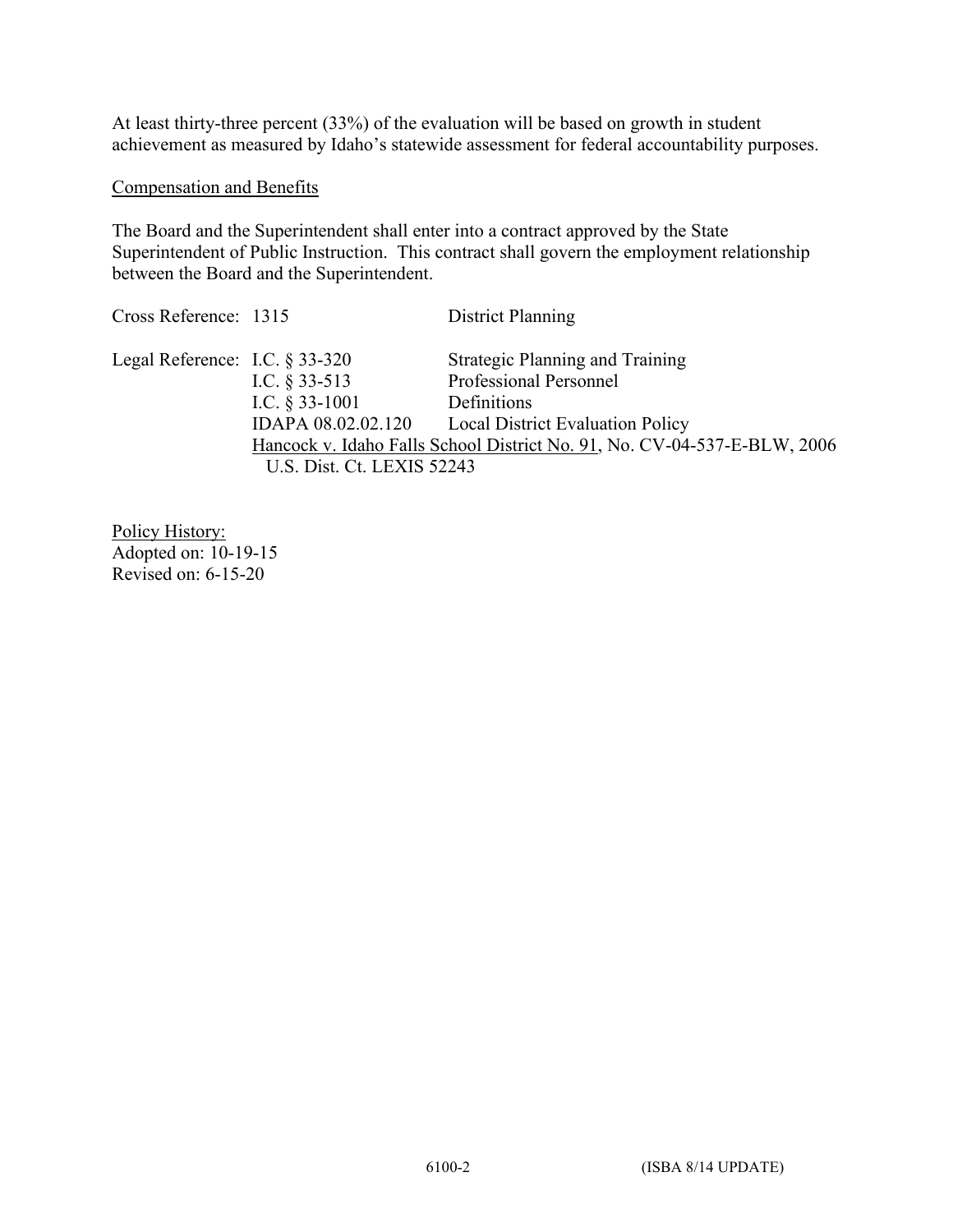At least thirty-three percent (33%) of the evaluation will be based on growth in student achievement as measured by Idaho's statewide assessment for federal accountability purposes.

Compensation and Benefits

The Board and the Superintendent shall enter into a contract approved by the State Superintendent of Public Instruction. This contract shall govern the employment relationship between the Board and the Superintendent.

Cross Reference: 1315 District Planning

Legal Reference:

| | | |
|---|---|---|
| Legal Reference: | I.C. § 33-320 | Strategic Planning and Training |
| | I.C. § 33-513 | Professional Personnel |
| | I.C. § 33-1001 | Definitions |
| | IDAPA 08.02.02.120 | Local District Evaluation Policy |

Hancock v. Idaho Falls School District No. 91, No. CV-04-537-E-BLW, 2006 U.S. Dist. Ct. LEXIS 52243

Policy History:
Adopted on: 10-19-15
Revised on: 6-15-20